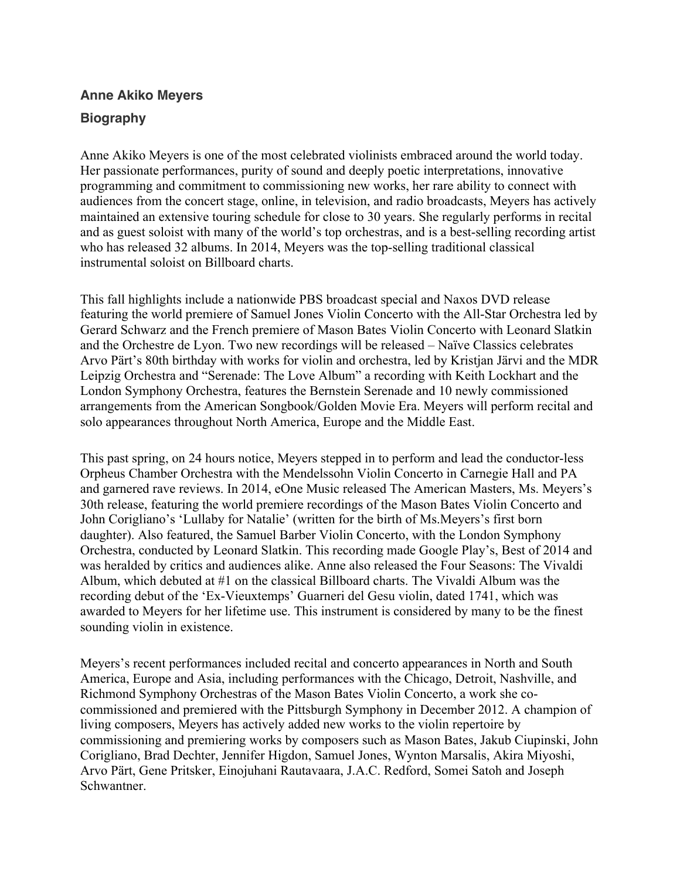**Anne Akiko Meyers**

**Biography**

Anne Akiko Meyers is one of the most celebrated violinists embraced around the world today. Her passionate performances, purity of sound and deeply poetic interpretations, innovative programming and commitment to commissioning new works, her rare ability to connect with audiences from the concert stage, online, in television, and radio broadcasts, Meyers has actively maintained an extensive touring schedule for close to 30 years. She regularly performs in recital and as guest soloist with many of the world's top orchestras, and is a best-selling recording artist who has released 32 albums. In 2014, Meyers was the top-selling traditional classical instrumental soloist on Billboard charts.

This fall highlights include a nationwide PBS broadcast special and Naxos DVD release featuring the world premiere of Samuel Jones Violin Concerto with the All-Star Orchestra led by Gerard Schwarz and the French premiere of Mason Bates Violin Concerto with Leonard Slatkin and the Orchestre de Lyon. Two new recordings will be released – Naïve Classics celebrates Arvo Pärt's 80th birthday with works for violin and orchestra, led by Kristjan Järvi and the MDR Leipzig Orchestra and "Serenade: The Love Album" a recording with Keith Lockhart and the London Symphony Orchestra, features the Bernstein Serenade and 10 newly commissioned arrangements from the American Songbook/Golden Movie Era. Meyers will perform recital and solo appearances throughout North America, Europe and the Middle East.

This past spring, on 24 hours notice, Meyers stepped in to perform and lead the conductor-less Orpheus Chamber Orchestra with the Mendelssohn Violin Concerto in Carnegie Hall and PA and garnered rave reviews. In 2014, eOne Music released The American Masters, Ms. Meyers's 30th release, featuring the world premiere recordings of the Mason Bates Violin Concerto and John Corigliano's 'Lullaby for Natalie' (written for the birth of Ms.Meyers's first born daughter). Also featured, the Samuel Barber Violin Concerto, with the London Symphony Orchestra, conducted by Leonard Slatkin. This recording made Google Play's, Best of 2014 and was heralded by critics and audiences alike. Anne also released the Four Seasons: The Vivaldi Album, which debuted at #1 on the classical Billboard charts. The Vivaldi Album was the recording debut of the 'Ex-Vieuxtemps' Guarneri del Gesu violin, dated 1741, which was awarded to Meyers for her lifetime use. This instrument is considered by many to be the finest sounding violin in existence.

Meyers's recent performances included recital and concerto appearances in North and South America, Europe and Asia, including performances with the Chicago, Detroit, Nashville, and Richmond Symphony Orchestras of the Mason Bates Violin Concerto, a work she co-commissioned and premiered with the Pittsburgh Symphony in December 2012. A champion of living composers, Meyers has actively added new works to the violin repertoire by commissioning and premiering works by composers such as Mason Bates, Jakub Ciupinski, John Corigliano, Brad Dechter, Jennifer Higdon, Samuel Jones, Wynton Marsalis, Akira Miyoshi, Arvo Pärt, Gene Pritsker, Einojuhani Rautavaara, J.A.C. Redford, Somei Satoh and Joseph Schwantner.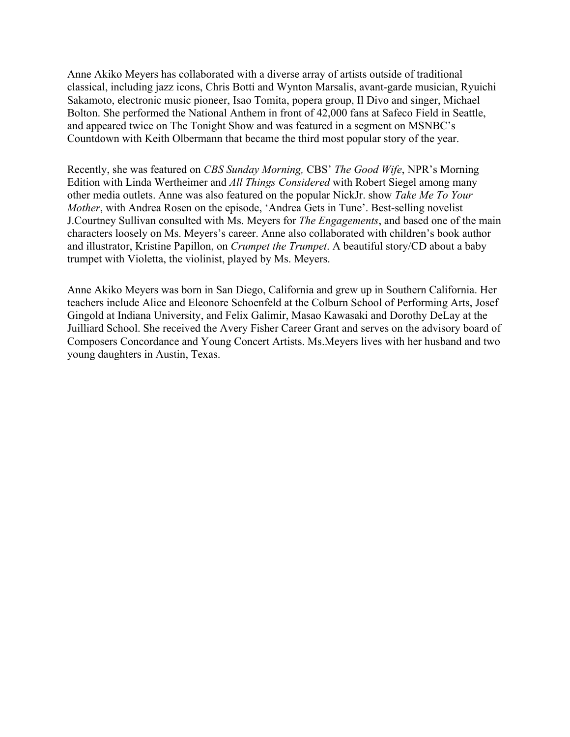Anne Akiko Meyers has collaborated with a diverse array of artists outside of traditional classical, including jazz icons, Chris Botti and Wynton Marsalis, avant-garde musician, Ryuichi Sakamoto, electronic music pioneer, Isao Tomita, popera group, Il Divo and singer, Michael Bolton. She performed the National Anthem in front of 42,000 fans at Safeco Field in Seattle, and appeared twice on The Tonight Show and was featured in a segment on MSNBC's Countdown with Keith Olbermann that became the third most popular story of the year.

Recently, she was featured on *CBS Sunday Morning,* CBS' *The Good Wife*, NPR's Morning Edition with Linda Wertheimer and *All Things Considered* with Robert Siegel among many other media outlets. Anne was also featured on the popular NickJr. show *Take Me To Your Mother*, with Andrea Rosen on the episode, 'Andrea Gets in Tune'. Best-selling novelist J.Courtney Sullivan consulted with Ms. Meyers for *The Engagements*, and based one of the main characters loosely on Ms. Meyers's career. Anne also collaborated with children's book author and illustrator, Kristine Papillon, on *Crumpet the Trumpet*. A beautiful story/CD about a baby trumpet with Violetta, the violinist, played by Ms. Meyers.

Anne Akiko Meyers was born in San Diego, California and grew up in Southern California. Her teachers include Alice and Eleonore Schoenfeld at the Colburn School of Performing Arts, Josef Gingold at Indiana University, and Felix Galimir, Masao Kawasaki and Dorothy DeLay at the Juilliard School. She received the Avery Fisher Career Grant and serves on the advisory board of Composers Concordance and Young Concert Artists. Ms.Meyers lives with her husband and two young daughters in Austin, Texas.